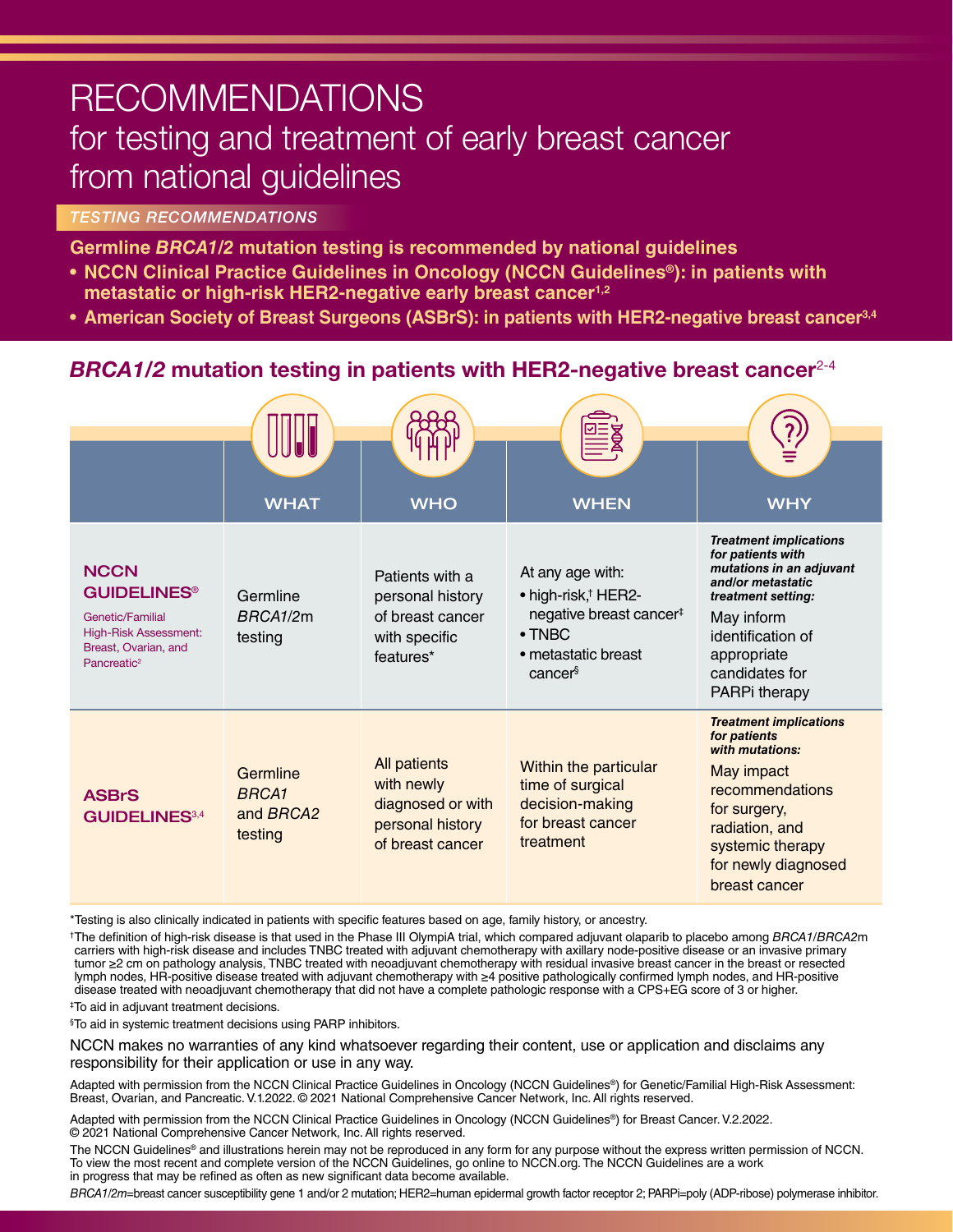# RECOMMENDATIONS

## for testing and treatment of early breast cancer from national guidelines

*TESTING RECOMMENDATIONS*

**Germline *BRCA1/2* mutation testing is recommended by national guidelines**

- **NCCN Clinical Practice Guidelines in Oncology (NCCN Guidelines®): in patients with metastatic or high-risk HER2-negative early breast cancer[1,2]**
- **American Society of Breast Surgeons (ASBrS): in patients with HER2-negative breast cancer[3,4]**

### *BRCA1/2* mutation testing in patients with HER2-negative breast cancer[2-4]

| | WHAT | WHO | WHEN | WHY |
|---|---|---|---|---|
| **NCCN GUIDELINES®** Genetic/Familial High-Risk Assessment: Breast, Ovarian, and Pancreatic[2] | Germline *BRCA1/2*m testing | Patients with a personal history of breast cancer with specific features* | At any age with: • high-risk,† HER2-negative breast cancer‡ • TNBC • metastatic breast cancer§ | ***Treatment implications for patients with mutations in an adjuvant and/or metastatic treatment setting:*** May inform identification of appropriate candidates for PARPi therapy |
| **ASBrS GUIDELINES[3,4]** | Germline *BRCA1* and *BRCA2* testing | All patients with newly diagnosed or with personal history of breast cancer | Within the particular time of surgical decision-making for breast cancer treatment | ***Treatment implications for patients with mutations:*** May impact recommendations for surgery, radiation, and systemic therapy for newly diagnosed breast cancer |

*Testing is also clinically indicated in patients with specific features based on age, family history, or ancestry.

†The definition of high-risk disease is that used in the Phase III OlympiA trial, which compared adjuvant olaparib to placebo among *BRCA1*/*BRCA2*m carriers with high-risk disease and includes TNBC treated with adjuvant chemotherapy with axillary node-positive disease or an invasive primary tumor ≥2 cm on pathology analysis, TNBC treated with neoadjuvant chemotherapy with residual invasive breast cancer in the breast or resected lymph nodes, HR-positive disease treated with adjuvant chemotherapy with ≥4 positive pathologically confirmed lymph nodes, and HR-positive disease treated with neoadjuvant chemotherapy that did not have a complete pathologic response with a CPS+EG score of 3 or higher.

‡To aid in adjuvant treatment decisions.

§To aid in systemic treatment decisions using PARP inhibitors.

NCCN makes no warranties of any kind whatsoever regarding their content, use or application and disclaims any responsibility for their application or use in any way.

Adapted with permission from the NCCN Clinical Practice Guidelines in Oncology (NCCN Guidelines®) for Genetic/Familial High-Risk Assessment: Breast, Ovarian, and Pancreatic. V.1.2022. © 2021 National Comprehensive Cancer Network, Inc. All rights reserved.

Adapted with permission from the NCCN Clinical Practice Guidelines in Oncology (NCCN Guidelines®) for Breast Cancer. V.2.2022. © 2021 National Comprehensive Cancer Network, Inc. All rights reserved.

The NCCN Guidelines® and illustrations herein may not be reproduced in any form for any purpose without the express written permission of NCCN. To view the most recent and complete version of the NCCN Guidelines, go online to NCCN.org. The NCCN Guidelines are a work in progress that may be refined as often as new significant data become available.

*BRCA1/2m*=breast cancer susceptibility gene 1 and/or 2 mutation; HER2=human epidermal growth factor receptor 2; PARPi=poly (ADP-ribose) polymerase inhibitor.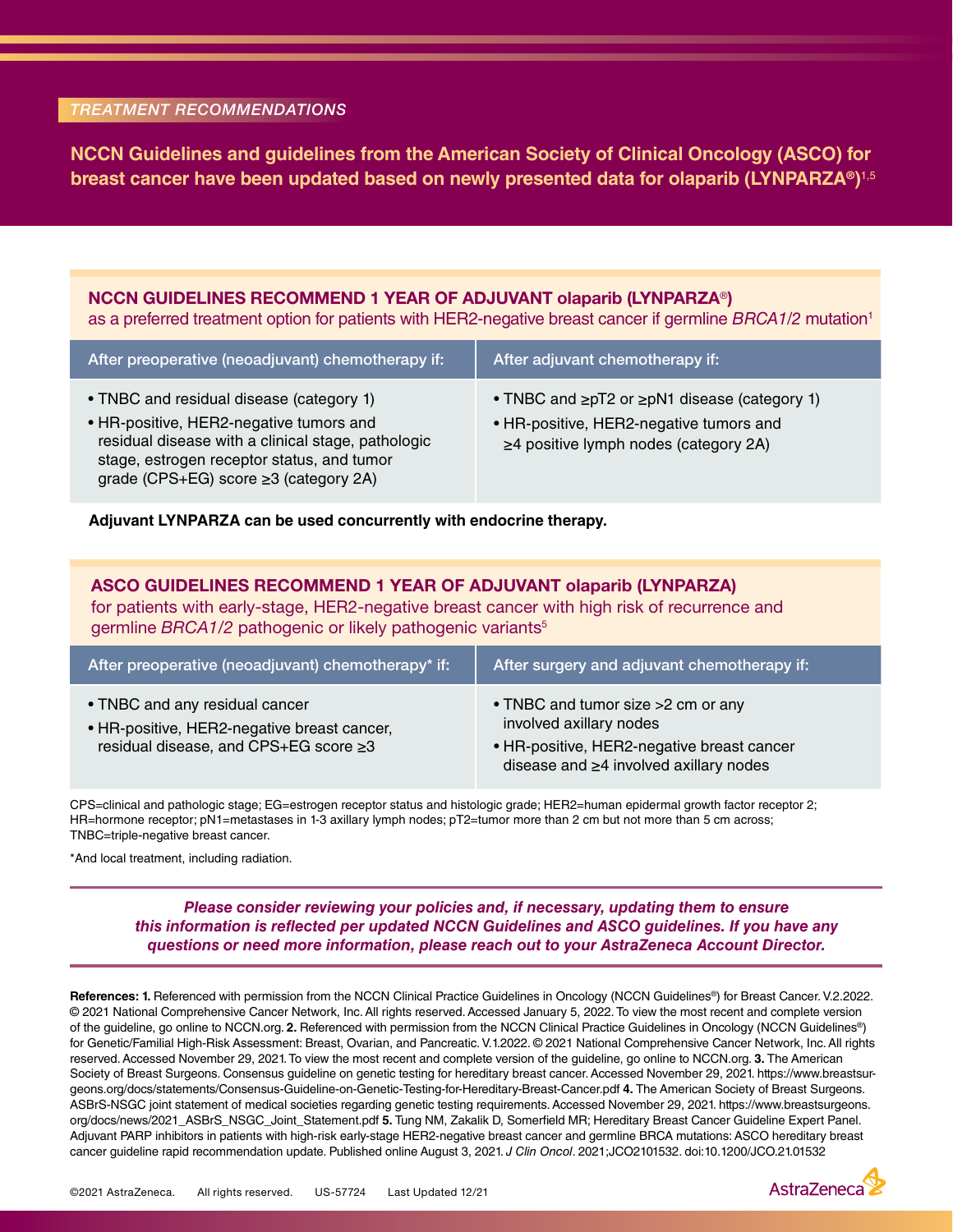*TREATMENT RECOMMENDATIONS*

## NCCN Guidelines and guidelines from the American Society of Clinical Oncology (ASCO) for breast cancer have been updated based on newly presented data for olaparib (LYNPARZA®)[1,5]

### NCCN GUIDELINES RECOMMEND 1 YEAR OF ADJUVANT olaparib (LYNPARZA®)

as a preferred treatment option for patients with HER2-negative breast cancer if germline *BRCA1/2* mutation[1]

| After preoperative (neoadjuvant) chemotherapy if: | After adjuvant chemotherapy if: |
| --- | --- |
| • TNBC and residual disease (category 1)<br>• HR-positive, HER2-negative tumors and residual disease with a clinical stage, pathologic stage, estrogen receptor status, and tumor grade (CPS+EG) score ≥3 (category 2A) | • TNBC and ≥pT2 or ≥pN1 disease (category 1)<br>• HR-positive, HER2-negative tumors and ≥4 positive lymph nodes (category 2A) |

**Adjuvant LYNPARZA can be used concurrently with endocrine therapy.**

### ASCO GUIDELINES RECOMMEND 1 YEAR OF ADJUVANT olaparib (LYNPARZA)

for patients with early-stage, HER2-negative breast cancer with high risk of recurrence and germline *BRCA1/2* pathogenic or likely pathogenic variants[5]

| After preoperative (neoadjuvant) chemotherapy* if: | After surgery and adjuvant chemotherapy if: |
| --- | --- |
| • TNBC and any residual cancer<br>• HR-positive, HER2-negative breast cancer, residual disease, and CPS+EG score ≥3 | • TNBC and tumor size >2 cm or any involved axillary nodes<br>• HR-positive, HER2-negative breast cancer disease and ≥4 involved axillary nodes |

CPS=clinical and pathologic stage; EG=estrogen receptor status and histologic grade; HER2=human epidermal growth factor receptor 2; HR=hormone receptor; pN1=metastases in 1-3 axillary lymph nodes; pT2=tumor more than 2 cm but not more than 5 cm across; TNBC=triple-negative breast cancer.

*And local treatment, including radiation.

***Please consider reviewing your policies and, if necessary, updating them to ensure this information is reflected per updated NCCN Guidelines and ASCO guidelines. If you have any questions or need more information, please reach out to your AstraZeneca Account Director.***

**References: 1.** Referenced with permission from the NCCN Clinical Practice Guidelines in Oncology (NCCN Guidelines®) for Breast Cancer. V.2.2022. © 2021 National Comprehensive Cancer Network, Inc. All rights reserved. Accessed January 5, 2022. To view the most recent and complete version of the guideline, go online to NCCN.org. **2.** Referenced with permission from the NCCN Clinical Practice Guidelines in Oncology (NCCN Guidelines®) for Genetic/Familial High-Risk Assessment: Breast, Ovarian, and Pancreatic. V.1.2022. © 2021 National Comprehensive Cancer Network, Inc. All rights reserved. Accessed November 29, 2021. To view the most recent and complete version of the guideline, go online to NCCN.org. **3.** The American Society of Breast Surgeons. Consensus guideline on genetic testing for hereditary breast cancer. Accessed November 29, 2021. https://www.breastsurgeons.org/docs/statements/Consensus-Guideline-on-Genetic-Testing-for-Hereditary-Breast-Cancer.pdf **4.** The American Society of Breast Surgeons. ASBrS-NSGC joint statement of medical societies regarding genetic testing requirements. Accessed November 29, 2021. https://www.breastsurgeons.org/docs/news/2021_ASBrS_NSGC_Joint_Statement.pdf **5.** Tung NM, Zakalik D, Somerfield MR; Hereditary Breast Cancer Guideline Expert Panel. Adjuvant PARP inhibitors in patients with high-risk early-stage HER2-negative breast cancer and germline BRCA mutations: ASCO hereditary breast cancer guideline rapid recommendation update. Published online August 3, 2021. *J Clin Oncol*. 2021;JCO2101532. doi:10.1200/JCO.21.01532

©2021 AstraZeneca. All rights reserved. US-57724 Last Updated 12/21

AstraZeneca